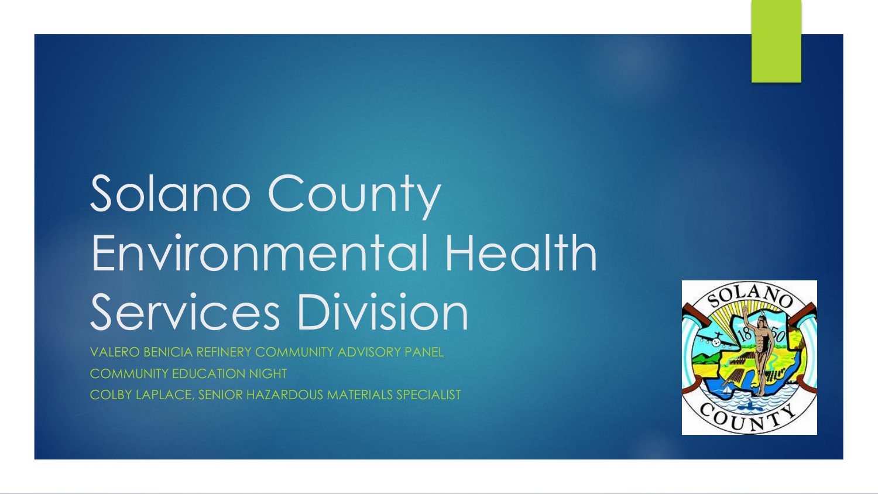# Solano County Environmental Health Services Division

VALERO BENICIA REFINERY COMMUNITY ADVISORY PANEL

COMMUNITY EDUCATION NIGHT

COLBY LAPLACE, SENIOR HAZARDOUS MATERIALS SPECIALIST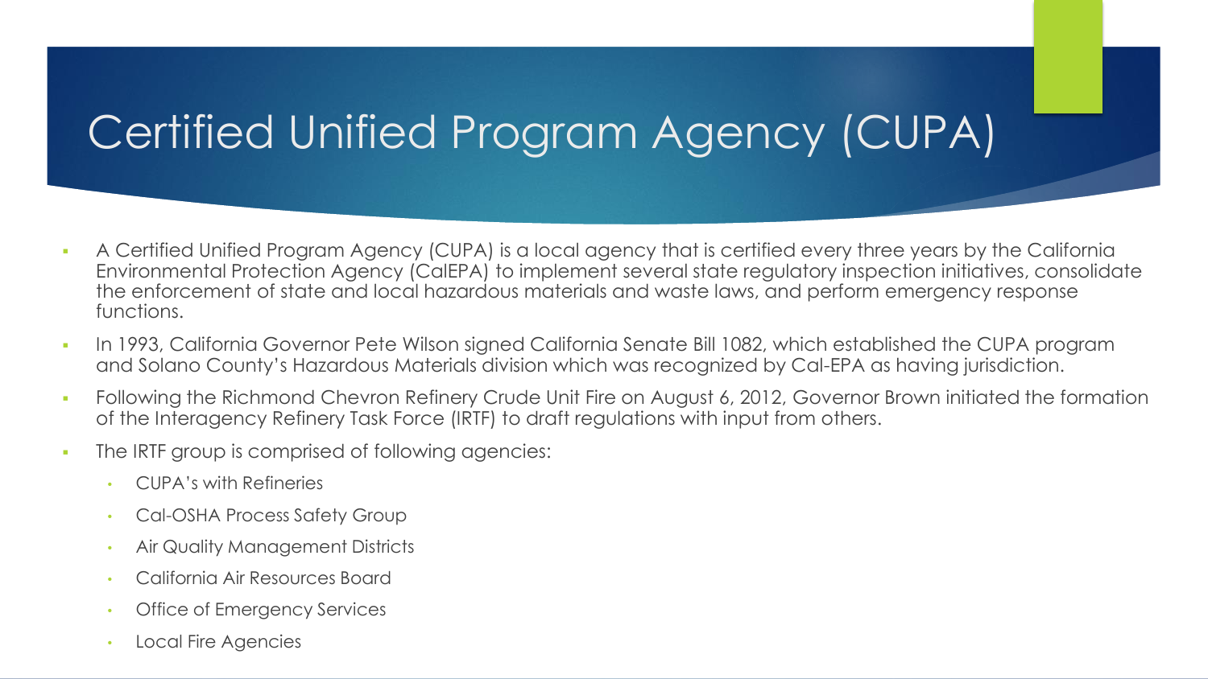# Certified Unified Program Agency (CUPA)

- A Certified Unified Program Agency (CUPA) is a local agency that is certified every three years by the California Environmental Protection Agency (CalEPA) to implement several state regulatory inspection initiatives, consolidate the enforcement of state and local hazardous materials and waste laws, and perform emergency response functions.
- In 1993, California Governor Pete Wilson signed California Senate Bill 1082, which established the CUPA program and Solano County's Hazardous Materials division which was recognized by Cal-EPA as having jurisdiction.
- Following the Richmond Chevron Refinery Crude Unit Fire on August 6, 2012, Governor Brown initiated the formation of the Interagency Refinery Task Force (IRTF) to draft regulations with input from others.
- The IRTF group is comprised of following agencies:
  - CUPA's with Refineries
  - Cal-OSHA Process Safety Group
  - Air Quality Management Districts
  - California Air Resources Board
  - Office of Emergency Services
  - Local Fire Agencies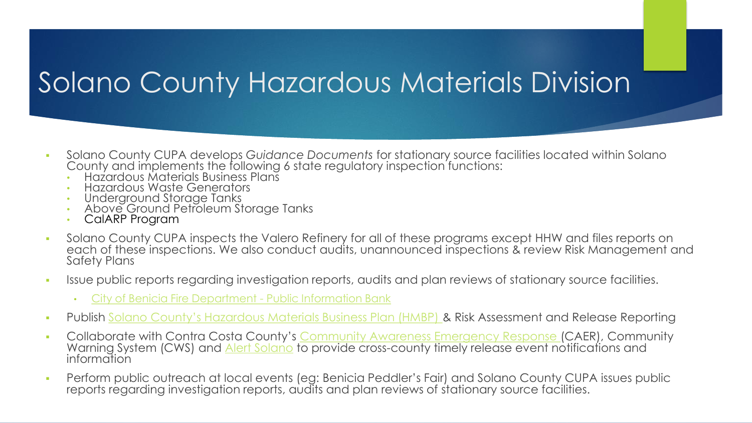# Solano County Hazardous Materials Division

- Solano County CUPA develops *Guidance Documents* for stationary source facilities located within Solano County and implements the following 6 state regulatory inspection functions:
  - Hazardous Materials Business Plans
  - Hazardous Waste Generators
  - Underground Storage Tanks
  - Above Ground Petroleum Storage Tanks
  - CalARP Program
- Solano County CUPA inspects the Valero Refinery for all of these programs except HHW and files reports on each of these inspections. We also conduct audits, unannounced inspections & review Risk Management and Safety Plans
- Issue public reports regarding investigation reports, audits and plan reviews of stationary source facilities.
  - City of Benicia Fire Department - Public Information Bank
- Publish Solano County's Hazardous Materials Business Plan (HMBP) & Risk Assessment and Release Reporting
- Collaborate with Contra Costa County's Community Awareness Emergency Response (CAER), Community Warning System (CWS) and Alert Solano to provide cross-county timely release event notifications and information
- Perform public outreach at local events (eg: Benicia Peddler's Fair) and Solano County CUPA issues public reports regarding investigation reports, audits and plan reviews of stationary source facilities.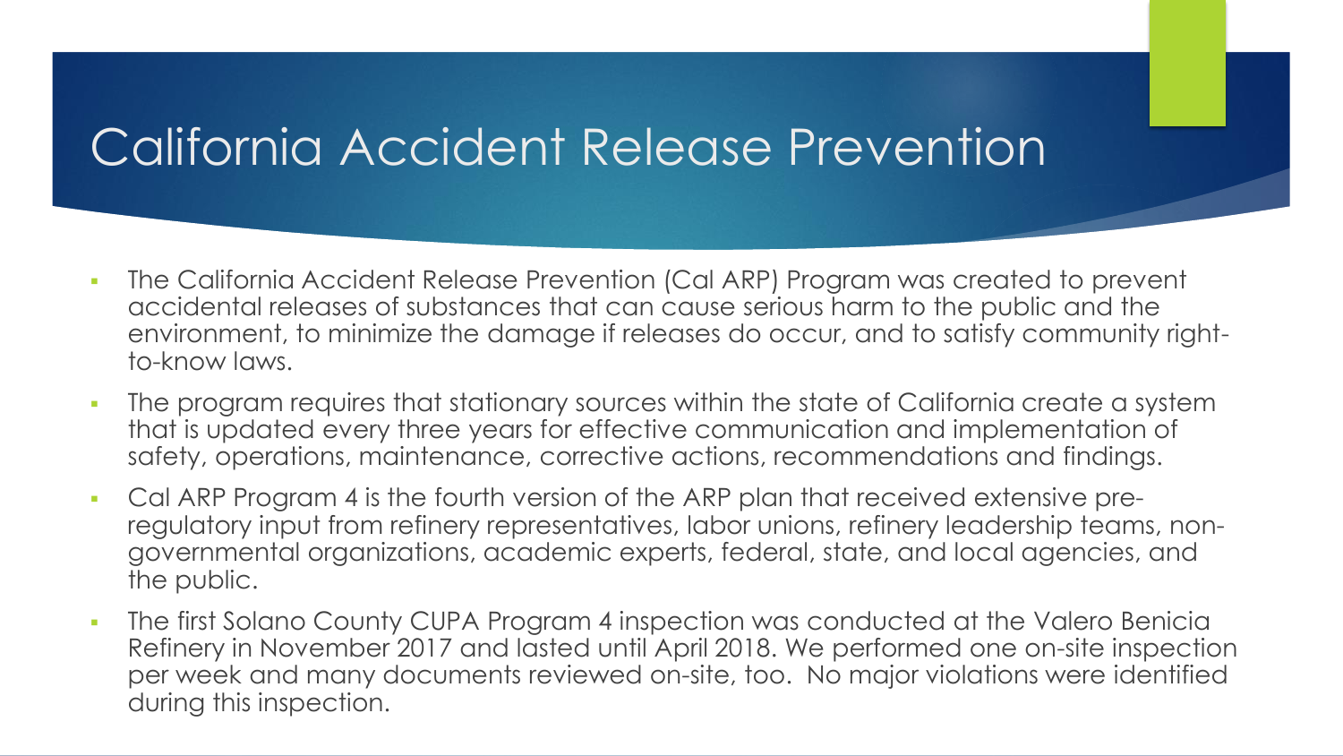# California Accident Release Prevention

- The California Accident Release Prevention (Cal ARP) Program was created to prevent accidental releases of substances that can cause serious harm to the public and the environment, to minimize the damage if releases do occur, and to satisfy community right-to-know laws.
- The program requires that stationary sources within the state of California create a system that is updated every three years for effective communication and implementation of safety, operations, maintenance, corrective actions, recommendations and findings.
- Cal ARP Program 4 is the fourth version of the ARP plan that received extensive pre-regulatory input from refinery representatives, labor unions, refinery leadership teams, non-governmental organizations, academic experts, federal, state, and local agencies, and the public.
- The first Solano County CUPA Program 4 inspection was conducted at the Valero Benicia Refinery in November 2017 and lasted until April 2018. We performed one on-site inspection per week and many documents reviewed on-site, too. No major violations were identified during this inspection.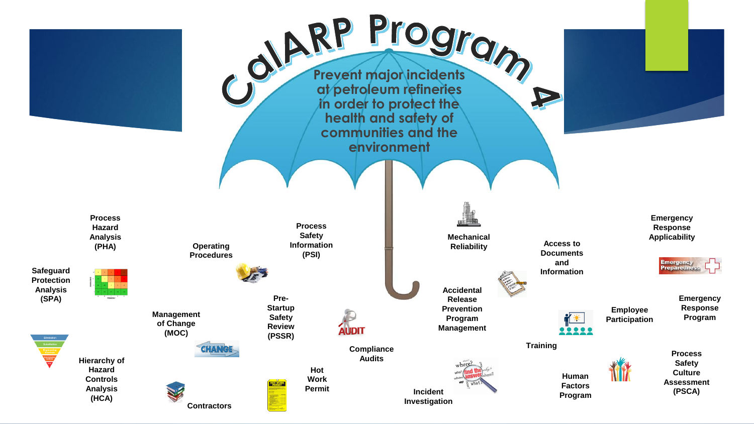# CalARP Program 4

Prevent major incidents at petroleum refineries in order to protect the health and safety of communities and the environment

- Safeguard Protection Analysis (SPA)
- Process Hazard Analysis (PHA)
- Hierarchy of Hazard Controls Analysis (HCA)
- Operating Procedures
- Management of Change (MOC)
- Contractors
- Process Safety Information (PSI)
- Pre-Startup Safety Review (PSSR)
- Hot Work Permit
- Compliance Audits
- Mechanical Reliability
- Accidental Release Prevention Program Management
- Incident Investigation
- Access to Documents and Information
- Training
- Human Factors Program
- Employee Participation
- Emergency Response Applicability
- Emergency Response Program
- Process Safety Culture Assessment (PSCA)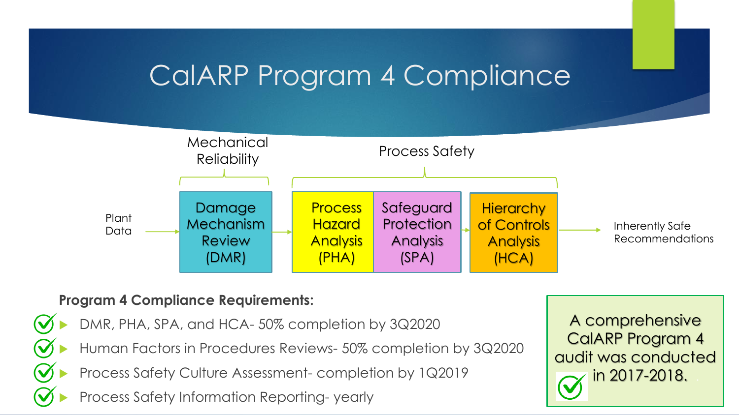# CalARP Program 4 Compliance

Mechanical Reliability

Process Safety

Plant Data → Damage Mechanism Review (DMR) → Process Hazard Analysis (PHA) | Safeguard Protection Analysis (SPA) → Hierarchy of Controls Analysis (HCA) → Inherently Safe Recommendations

**Program 4 Compliance Requirements:**

- ✓ DMR, PHA, SPA, and HCA- 50% completion by 3Q2020
- ✓ Human Factors in Procedures Reviews- 50% completion by 3Q2020
- ✓ Process Safety Culture Assessment- completion by 1Q2019
- ✓ Process Safety Information Reporting- yearly

✓ A comprehensive CalARP Program 4 audit was conducted in 2017-2018.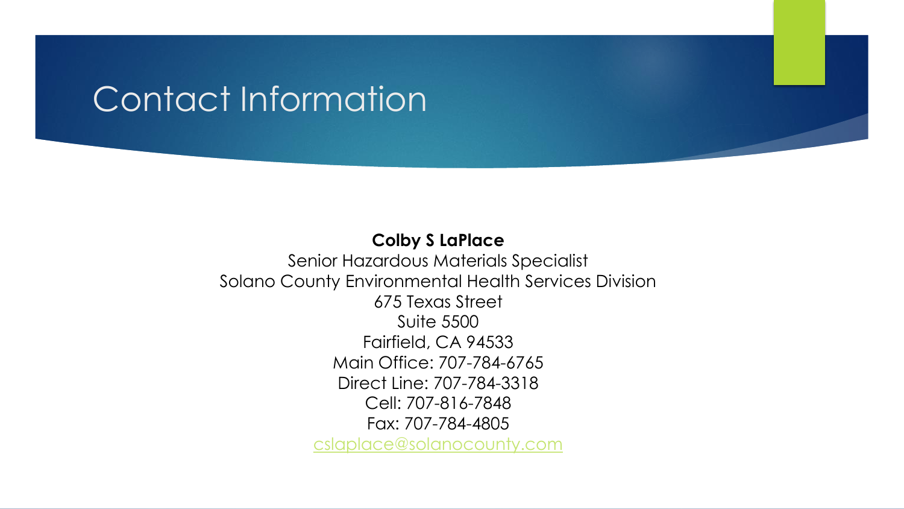# Contact Information

**Colby S LaPlace**
Senior Hazardous Materials Specialist
Solano County Environmental Health Services Division
675 Texas Street
Suite 5500
Fairfield, CA 94533
Main Office: 707-784-6765
Direct Line: 707-784-3318
Cell: 707-816-7848
Fax: 707-784-4805
cslaplace@solanocounty.com